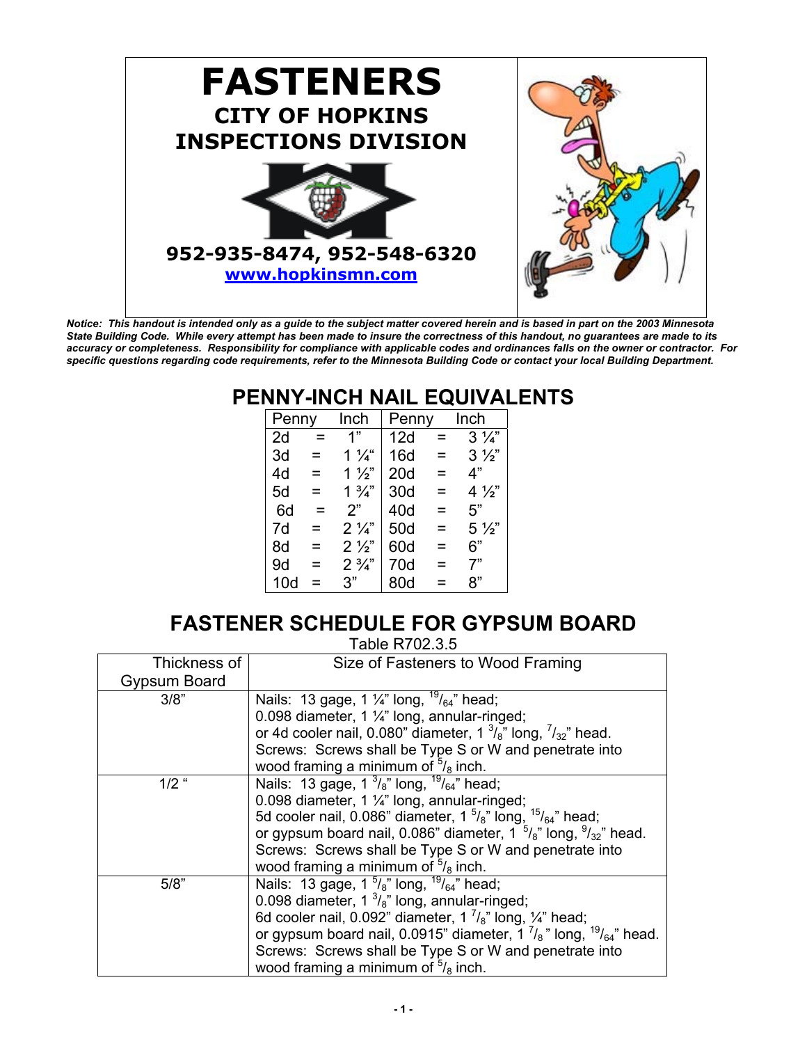# FASTENERS

## CITY OF HOPKINS
## INSPECTIONS DIVISION

**952-935-8474, 952-548-6320**

**www.hopkinsmn.com**

***Notice: This handout is intended only as a guide to the subject matter covered herein and is based in part on the 2003 Minnesota State Building Code. While every attempt has been made to insure the correctness of this handout, no guarantees are made to its accuracy or completeness. Responsibility for compliance with applicable codes and ordinances falls on the owner or contractor. For specific questions regarding code requirements, refer to the Minnesota Building Code or contact your local Building Department.***

## PENNY-INCH NAIL EQUIVALENTS

| Penny | | Inch | Penny | | Inch |
|---|---|---|---|---|---|
| 2d | = | 1" | 12d | = | 3 ¼" |
| 3d | = | 1 ¼" | 16d | = | 3 ½" |
| 4d | = | 1 ½" | 20d | = | 4" |
| 5d | = | 1 ¾" | 30d | = | 4 ½" |
| 6d | = | 2" | 40d | = | 5" |
| 7d | = | 2 ¼" | 50d | = | 5 ½" |
| 8d | = | 2 ½" | 60d | = | 6" |
| 9d | = | 2 ¾" | 70d | = | 7" |
| 10d | = | 3" | 80d | = | 8" |

## FASTENER SCHEDULE FOR GYPSUM BOARD

Table R702.3.5

| Thickness of Gypsum Board | Size of Fasteners to Wood Framing |
|---|---|
| 3/8" | Nails: 13 gage, 1 ¼" long, 19/64" head;<br>0.098 diameter, 1 ¼" long, annular-ringed;<br>or 4d cooler nail, 0.080" diameter, 1 3/8" long, 7/32" head.<br>Screws: Screws shall be Type S or W and penetrate into wood framing a minimum of 5/8 inch. |
| 1/2" | Nails: 13 gage, 1 3/8" long, 19/64" head;<br>0.098 diameter, 1 ¼" long, annular-ringed;<br>5d cooler nail, 0.086" diameter, 1 5/8" long, 15/64" head;<br>or gypsum board nail, 0.086" diameter, 1 5/8" long, 9/32" head.<br>Screws: Screws shall be Type S or W and penetrate into wood framing a minimum of 5/8 inch. |
| 5/8" | Nails: 13 gage, 1 5/8" long, 19/64" head;<br>0.098 diameter, 1 3/8" long, annular-ringed;<br>6d cooler nail, 0.092" diameter, 1 7/8" long, ¼" head;<br>or gypsum board nail, 0.0915" diameter, 1 7/8" long, 19/64" head.<br>Screws: Screws shall be Type S or W and penetrate into wood framing a minimum of 5/8 inch. |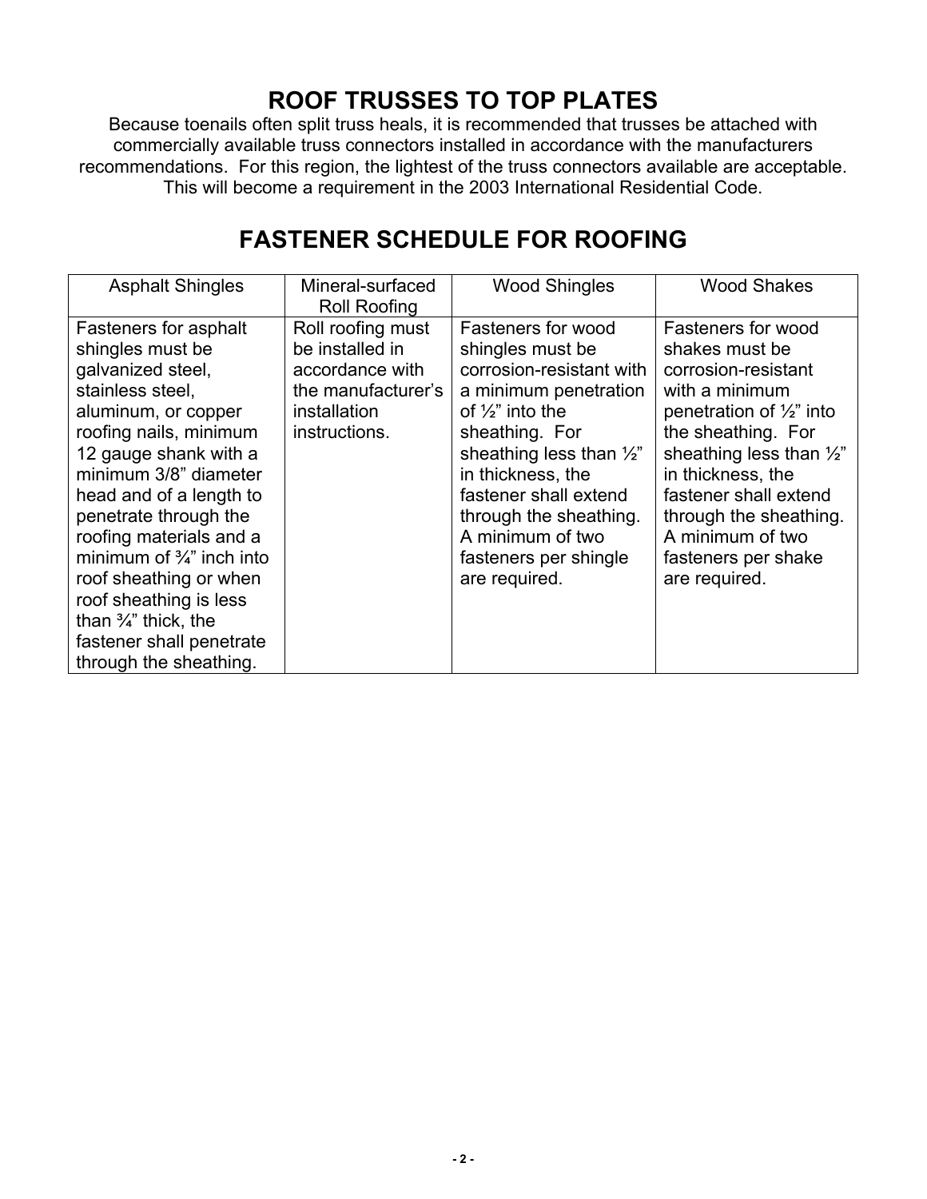## ROOF TRUSSES TO TOP PLATES

Because toenails often split truss heals, it is recommended that trusses be attached with commercially available truss connectors installed in accordance with the manufacturers recommendations. For this region, the lightest of the truss connectors available are acceptable. This will become a requirement in the 2003 International Residential Code.

## FASTENER SCHEDULE FOR ROOFING

| Asphalt Shingles | Mineral-surfaced Roll Roofing | Wood Shingles | Wood Shakes |
|---|---|---|---|
| Fasteners for asphalt shingles must be galvanized steel, stainless steel, aluminum, or copper roofing nails, minimum 12 gauge shank with a minimum 3/8" diameter head and of a length to penetrate through the roofing materials and a minimum of ¾" inch into roof sheathing or when roof sheathing is less than ¾" thick, the fastener shall penetrate through the sheathing. | Roll roofing must be installed in accordance with the manufacturer's installation instructions. | Fasteners for wood shingles must be corrosion-resistant with a minimum penetration of ½" into the sheathing. For sheathing less than ½" in thickness, the fastener shall extend through the sheathing. A minimum of two fasteners per shingle are required. | Fasteners for wood shakes must be corrosion-resistant with a minimum penetration of ½" into the sheathing. For sheathing less than ½" in thickness, the fastener shall extend through the sheathing. A minimum of two fasteners per shake are required. |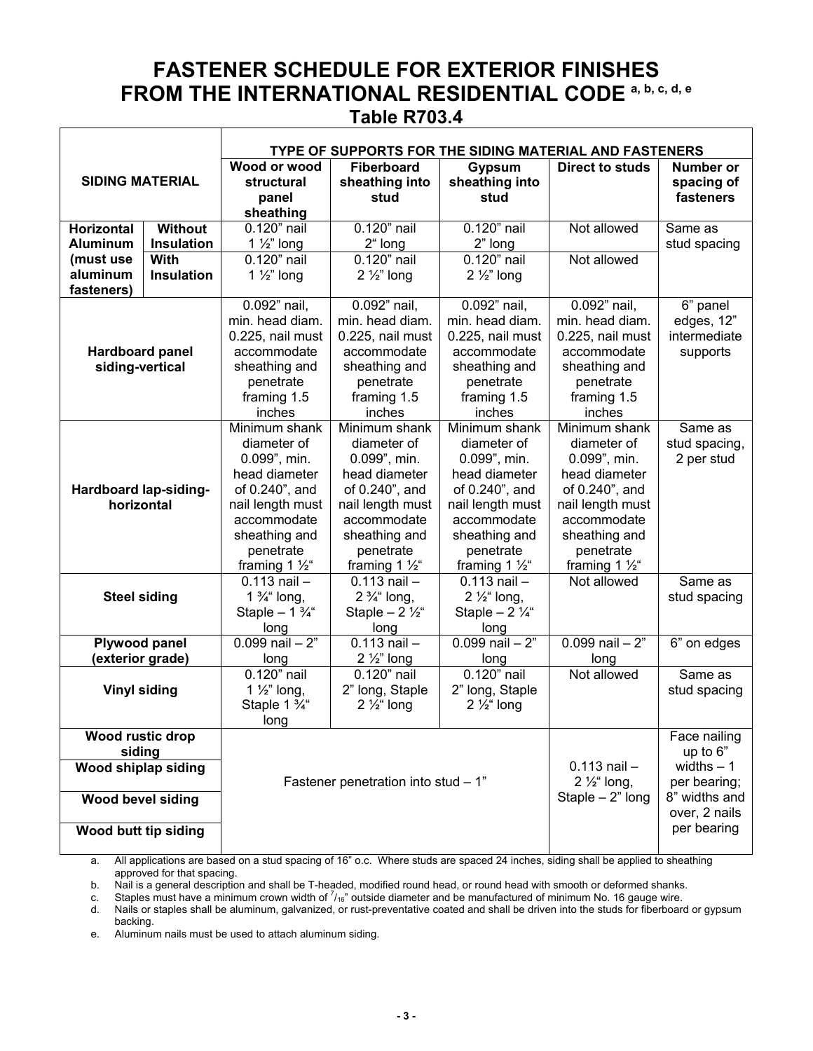# FASTENER SCHEDULE FOR EXTERIOR FINISHES FROM THE INTERNATIONAL RESIDENTIAL CODE [a, b, c, d, e]

## Table R703.4

| SIDING MATERIAL | | TYPE OF SUPPORTS FOR THE SIDING MATERIAL AND FASTENERS | | | | |
|---|---|---|---|---|---|---|
| | | **Wood or wood structural panel sheathing** | **Fiberboard sheathing into stud** | **Gypsum sheathing into stud** | **Direct to studs** | **Number or spacing of fasteners** |
| **Horizontal Aluminum (must use aluminum fasteners)** | **Without Insulation** | 0.120" nail 1 ½" long | 0.120" nail 2" long | 0.120" nail 2" long | Not allowed | Same as stud spacing |
| | **With Insulation** | 0.120" nail 1 ½" long | 0.120" nail 2 ½" long | 0.120" nail 2 ½" long | Not allowed | |
| **Hardboard panel siding-vertical** | | 0.092" nail, min. head diam. 0.225, nail must accommodate sheathing and penetrate framing 1.5 inches | 0.092" nail, min. head diam. 0.225, nail must accommodate sheathing and penetrate framing 1.5 inches | 0.092" nail, min. head diam. 0.225, nail must accommodate sheathing and penetrate framing 1.5 inches | 0.092" nail, min. head diam. 0.225, nail must accommodate sheathing and penetrate framing 1.5 inches | 6" panel edges, 12" intermediate supports |
| **Hardboard lap-siding-horizontal** | | Minimum shank diameter of 0.099", min. head diameter of 0.240", and nail length must accommodate sheathing and penetrate framing 1 ½" | Minimum shank diameter of 0.099", min. head diameter of 0.240", and nail length must accommodate sheathing and penetrate framing 1 ½" | Minimum shank diameter of 0.099", min. head diameter of 0.240", and nail length must accommodate sheathing and penetrate framing 1 ½" | Minimum shank diameter of 0.099", min. head diameter of 0.240", and nail length must accommodate sheathing and penetrate framing 1 ½" | Same as stud spacing, 2 per stud |
| **Steel siding** | | 0.113 nail – 1 ¾" long, Staple – 1 ¾" long | 0.113 nail – 2 ¾" long, Staple – 2 ½" long | 0.113 nail – 2 ½" long, Staple – 2 ¼" long | Not allowed | Same as stud spacing |
| **Plywood panel (exterior grade)** | | 0.099 nail – 2" long | 0.113 nail – 2 ½" long | 0.099 nail – 2" long | 0.099 nail – 2" long | 6" on edges |
| **Vinyl siding** | | 0.120" nail 1 ½" long, Staple 1 ¾" long | 0.120" nail 2" long, Staple 2 ½" long | 0.120" nail 2" long, Staple 2 ½" long | Not allowed | Same as stud spacing |
| **Wood rustic drop siding** / **Wood shiplap siding** / **Wood bevel siding** / **Wood butt tip siding** | | Fastener penetration into stud – 1" | | | 0.113 nail – 2 ½" long, Staple – 2" long | Face nailing up to 6" widths – 1 per bearing; 8" widths and over, 2 nails per bearing |

a. All applications are based on a stud spacing of 16" o.c. Where studs are spaced 24 inches, siding shall be applied to sheathing approved for that spacing.

b. Nail is a general description and shall be T-headed, modified round head, or round head with smooth or deformed shanks.

c. Staples must have a minimum crown width of $^{7}/_{16}$" outside diameter and be manufactured of minimum No. 16 gauge wire.

d. Nails or staples shall be aluminum, galvanized, or rust-preventative coated and shall be driven into the studs for fiberboard or gypsum backing.

e. Aluminum nails must be used to attach aluminum siding.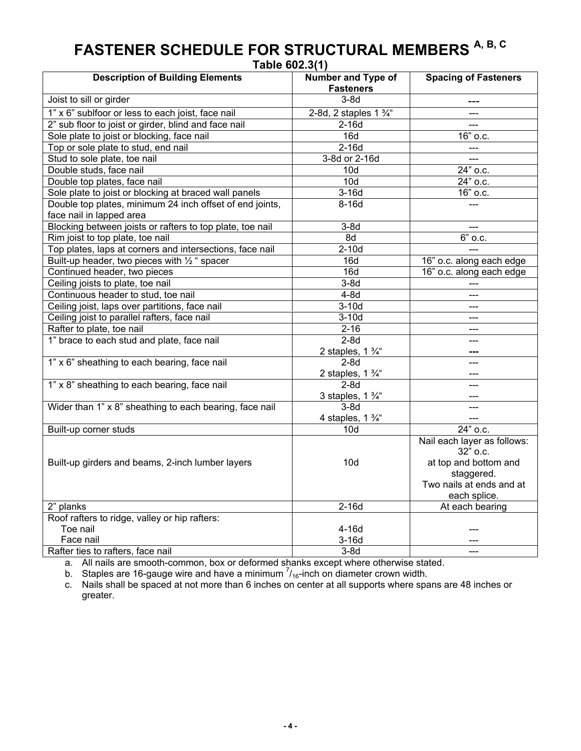# FASTENER SCHEDULE FOR STRUCTURAL MEMBERS [A, B, C]

**Table 602.3(1)**

| Description of Building Elements | Number and Type of Fasteners | Spacing of Fasteners |
|---|---|---|
| Joist to sill or girder | 3-8d | --- |
| 1" x 6" subfloor or less to each joist, face nail | 2-8d, 2 staples 1 ¾" | --- |
| 2" sub floor to joist or girder, blind and face nail | 2-16d | --- |
| Sole plate to joist or blocking, face nail | 16d | 16" o.c. |
| Top or sole plate to stud, end nail | 2-16d | --- |
| Stud to sole plate, toe nail | 3-8d or 2-16d | --- |
| Double studs, face nail | 10d | 24" o.c. |
| Double top plates, face nail | 10d | 24" o.c. |
| Sole plate to joist or blocking at braced wall panels | 3-16d | 16" o.c. |
| Double top plates, minimum 24 inch offset of end joints, face nail in lapped area | 8-16d | --- |
| Blocking between joists or rafters to top plate, toe nail | 3-8d | --- |
| Rim joist to top plate, toe nail | 8d | 6" o.c. |
| Top plates, laps at corners and intersections, face nail | 2-10d | --- |
| Built-up header, two pieces with ½ " spacer | 16d | 16" o.c. along each edge |
| Continued header, two pieces | 16d | 16" o.c. along each edge |
| Ceiling joists to plate, toe nail | 3-8d | --- |
| Continuous header to stud, toe nail | 4-8d | --- |
| Ceiling joist, laps over partitions, face nail | 3-10d | --- |
| Ceiling joist to parallel rafters, face nail | 3-10d | --- |
| Rafter to plate, toe nail | 2-16 | --- |
| 1" brace to each stud and plate, face nail | 2-8d<br>2 staples, 1 ¾" | ---<br>--- |
| 1" x 6" sheathing to each bearing, face nail | 2-8d<br>2 staples, 1 ¾" | ---<br>--- |
| 1" x 8" sheathing to each bearing, face nail | 2-8d<br>3 staples, 1 ¾" | ---<br>--- |
| Wider than 1" x 8" sheathing to each bearing, face nail | 3-8d<br>4 staples, 1 ¾" | ---<br>--- |
| Built-up corner studs | 10d | 24" o.c. |
| Built-up girders and beams, 2-inch lumber layers | 10d | Nail each layer as follows: 32" o.c. at top and bottom and staggered. Two nails at ends and at each splice. |
| 2" planks | 2-16d | At each bearing |
| Roof rafters to ridge, valley or hip rafters:<br>Toe nail<br>Face nail | <br>4-16d<br>3-16d | <br>---<br>--- |
| Rafter ties to rafters, face nail | 3-8d | --- |

a. All nails are smooth-common, box or deformed shanks except where otherwise stated.

b. Staples are 16-gauge wire and have a minimum $^{7}/_{16}$-inch on diameter crown width.

c. Nails shall be spaced at not more than 6 inches on center at all supports where spans are 48 inches or greater.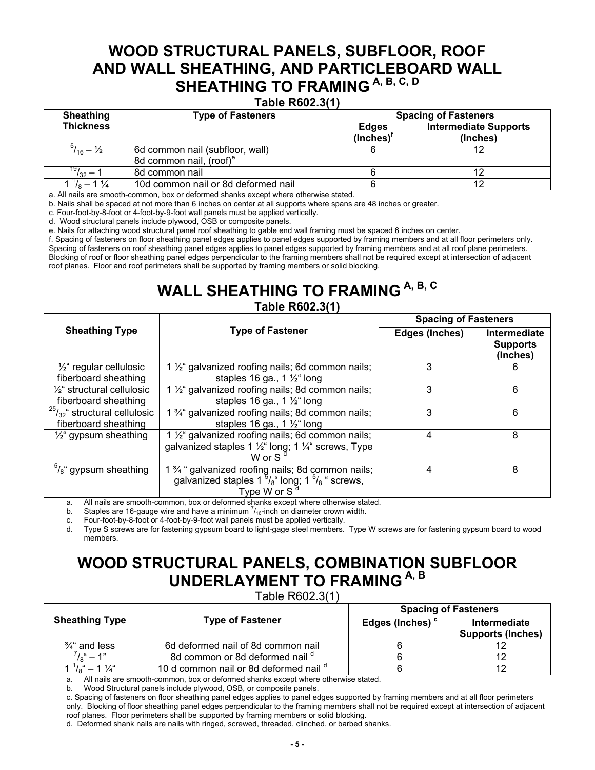# WOOD STRUCTURAL PANELS, SUBFLOOR, ROOF AND WALL SHEATHING, AND PARTICLEBOARD WALL SHEATHING TO FRAMING [A, B, C, D]

**Table R602.3(1)**

| Sheathing Thickness | Type of Fasteners | Spacing of Fasteners | |
|---|---|---|---|
| | | Edges (Inches)[f] | Intermediate Supports (Inches) |
| $^{5}/_{16}$ – ½ | 6d common nail (subfloor, wall) 8d common nail, (roof)[e] | 6 | 12 |
| $^{19}/_{32}$ – 1 | 8d common nail | 6 | 12 |
| 1 $^{1}/_{8}$ – 1 ¼ | 10d common nail or 8d deformed nail | 6 | 12 |

a. All nails are smooth-common, box or deformed shanks except where otherwise stated.

b. Nails shall be spaced at not more than 6 inches on center at all supports where spans are 48 inches or greater.

c. Four-foot-by-8-foot or 4-foot-by-9-foot wall panels must be applied vertically.

d. Wood structural panels include plywood, OSB or composite panels.

e. Nails for attaching wood structural panel roof sheathing to gable end wall framing must be spaced 6 inches on center.

f. Spacing of fasteners on floor sheathing panel edges applies to panel edges supported by framing members and at all floor perimeters only. Spacing of fasteners on roof sheathing panel edges applies to panel edges supported by framing members and at all roof plane perimeters. Blocking of roof or floor sheathing panel edges perpendicular to the framing members shall not be required except at intersection of adjacent roof planes. Floor and roof perimeters shall be supported by framing members or solid blocking.

# WALL SHEATHING TO FRAMING [A, B, C]

**Table R602.3(1)**

| Sheathing Type | Type of Fastener | Spacing of Fasteners | |
|---|---|---|---|
| | | Edges (Inches) | Intermediate Supports (Inches) |
| ½" regular cellulosic fiberboard sheathing | 1 ½" galvanized roofing nails; 6d common nails; staples 16 ga., 1 ½" long | 3 | 6 |
| ½" structural cellulosic fiberboard sheathing | 1 ½" galvanized roofing nails; 8d common nails; staples 16 ga., 1 ½" long | 3 | 6 |
| $^{25}/_{32}$" structural cellulosic fiberboard sheathing | 1 ¾" galvanized roofing nails; 8d common nails; staples 16 ga., 1 ½" long | 3 | 6 |
| ½" gypsum sheathing | 1 ½" galvanized roofing nails; 6d common nails; galvanized staples 1 ½" long; 1 ¼" screws, Type W or S [d] | 4 | 8 |
| $^{5}/_{8}$" gypsum sheathing | 1 ¾ " galvanized roofing nails; 8d common nails; galvanized staples 1 $^{5}/_{8}$" long; 1 $^{5}/_{8}$ " screws, Type W or S [d] | 4 | 8 |

a. All nails are smooth-common, box or deformed shanks except where otherwise stated.

b. Staples are 16-gauge wire and have a minimum $^{7}/_{16}$-inch on diameter crown width.

c. Four-foot-by-8-foot or 4-foot-by-9-foot wall panels must be applied vertically.

d. Type S screws are for fastening gypsum board to light-gage steel members. Type W screws are for fastening gypsum board to wood members.

# WOOD STRUCTURAL PANELS, COMBINATION SUBFLOOR UNDERLAYMENT TO FRAMING [A, B]

Table R602.3(1)

| Sheathing Type | Type of Fastener | Spacing of Fasteners | |
|---|---|---|---|
| | | Edges (Inches) [c] | Intermediate Supports (Inches) |
| ¾" and less | 6d deformed nail of 8d common nail | 6 | 12 |
| $^{7}/_{8}$" – 1" | 8d common or 8d deformed nail [d] | 6 | 12 |
| 1 $^{1}/_{8}$" – 1 ¼" | 10 d common nail or 8d deformed nail [d] | 6 | 12 |

a. All nails are smooth-common, box or deformed shanks except where otherwise stated.

b. Wood Structural panels include plywood, OSB, or composite panels.

c. Spacing of fasteners on floor sheathing panel edges applies to panel edges supported by framing members and at all floor perimeters only. Blocking of floor sheathing panel edges perpendicular to the framing members shall not be required except at intersection of adjacent roof planes. Floor perimeters shall be supported by framing members or solid blocking.

d. Deformed shank nails are nails with ringed, screwed, threaded, clinched, or barbed shanks.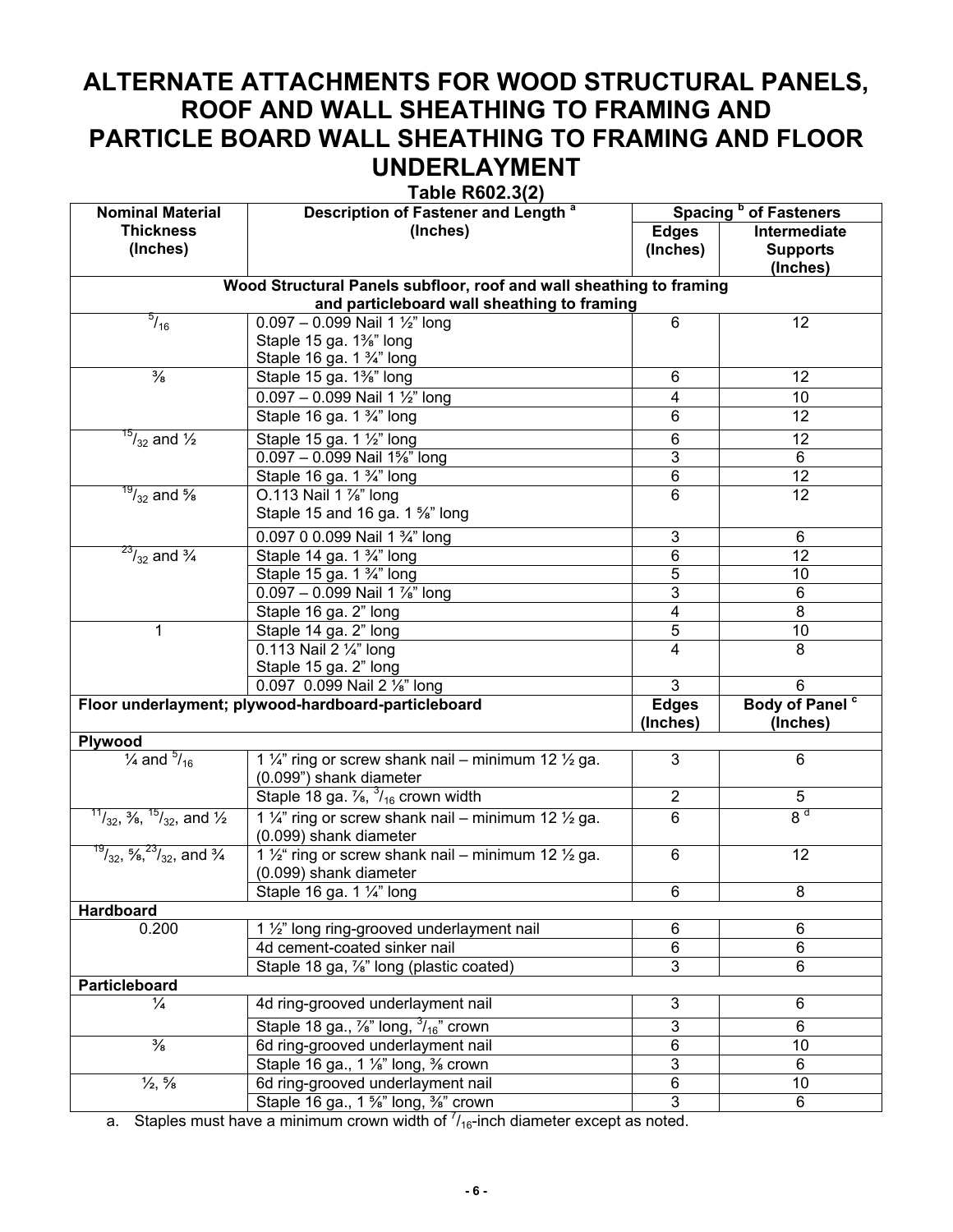# ALTERNATE ATTACHMENTS FOR WOOD STRUCTURAL PANELS, ROOF AND WALL SHEATHING TO FRAMING AND PARTICLE BOARD WALL SHEATHING TO FRAMING AND FLOOR UNDERLAYMENT

**Table R602.3(2)**

| Nominal Material Thickness (Inches) | Description of Fastener and Length [a] (Inches) | Spacing [b] of Fasteners | |
|---|---|---|---|
| | | Edges (Inches) | Intermediate Supports (Inches) |
| **Wood Structural Panels subfloor, roof and wall sheathing to framing and particleboard wall sheathing to framing** | | | |
| 5/16 | 0.097 – 0.099 Nail 1 ½" long<br>Staple 15 ga. 1⅜" long<br>Staple 16 ga. 1 ¾" long | 6 | 12 |
| ⅜ | Staple 15 ga. 1⅜" long | 6 | 12 |
| | 0.097 – 0.099 Nail 1 ½" long | 4 | 10 |
| | Staple 16 ga. 1 ¾" long | 6 | 12 |
| 15/32 and ½ | Staple 15 ga. 1 ½" long | 6 | 12 |
| | 0.097 – 0.099 Nail 1⅝" long | 3 | 6 |
| | Staple 16 ga. 1 ¾" long | 6 | 12 |
| 19/32 and ⅝ | O.113 Nail 1 ⅞" long<br>Staple 15 and 16 ga. 1 ⅝" long | 6 | 12 |
| | 0.097 0 0.099 Nail 1 ¾" long | 3 | 6 |
| 23/32 and ¾ | Staple 14 ga. 1 ¾" long | 6 | 12 |
| | Staple 15 ga. 1 ¾" long | 5 | 10 |
| | 0.097 – 0.099 Nail 1 ⅞" long | 3 | 6 |
| | Staple 16 ga. 2" long | 4 | 8 |
| 1 | Staple 14 ga. 2" long | 5 | 10 |
| | 0.113 Nail 2 ¼" long<br>Staple 15 ga. 2" long | 4 | 8 |
| | 0.097 0.099 Nail 2 ⅛" long | 3 | 6 |
| **Floor underlayment; plywood-hardboard-particleboard** | | **Edges (Inches)** | **Body of Panel [c] (Inches)** |
| **Plywood** | | | |
| ¼ and 5/16 | 1 ¼" ring or screw shank nail – minimum 12 ½ ga. (0.099") shank diameter | 3 | 6 |
| | Staple 18 ga. ⅞, 3/16 crown width | 2 | 5 |
| 11/32, ⅜, 15/32, and ½ | 1 ¼" ring or screw shank nail – minimum 12 ½ ga. (0.099) shank diameter | 6 | 8 [d] |
| 19/32, ⅝, 23/32, and ¾ | 1 ½" ring or screw shank nail – minimum 12 ½ ga. (0.099) shank diameter | 6 | 12 |
| | Staple 16 ga. 1 ¼" long | 6 | 8 |
| **Hardboard** | | | |
| 0.200 | 1 ½" long ring-grooved underlayment nail | 6 | 6 |
| | 4d cement-coated sinker nail | 6 | 6 |
| | Staple 18 ga, ⅞" long (plastic coated) | 3 | 6 |
| **Particleboard** | | | |
| ¼ | 4d ring-grooved underlayment nail | 3 | 6 |
| | Staple 18 ga., ⅞" long, 3/16" crown | 3 | 6 |
| ⅜ | 6d ring-grooved underlayment nail | 6 | 10 |
| | Staple 16 ga., 1 ⅛" long, ⅜ crown | 3 | 6 |
| ½, ⅝ | 6d ring-grooved underlayment nail | 6 | 10 |
| | Staple 16 ga., 1 ⅝" long, ⅜" crown | 3 | 6 |

a. Staples must have a minimum crown width of 7/16-inch diameter except as noted.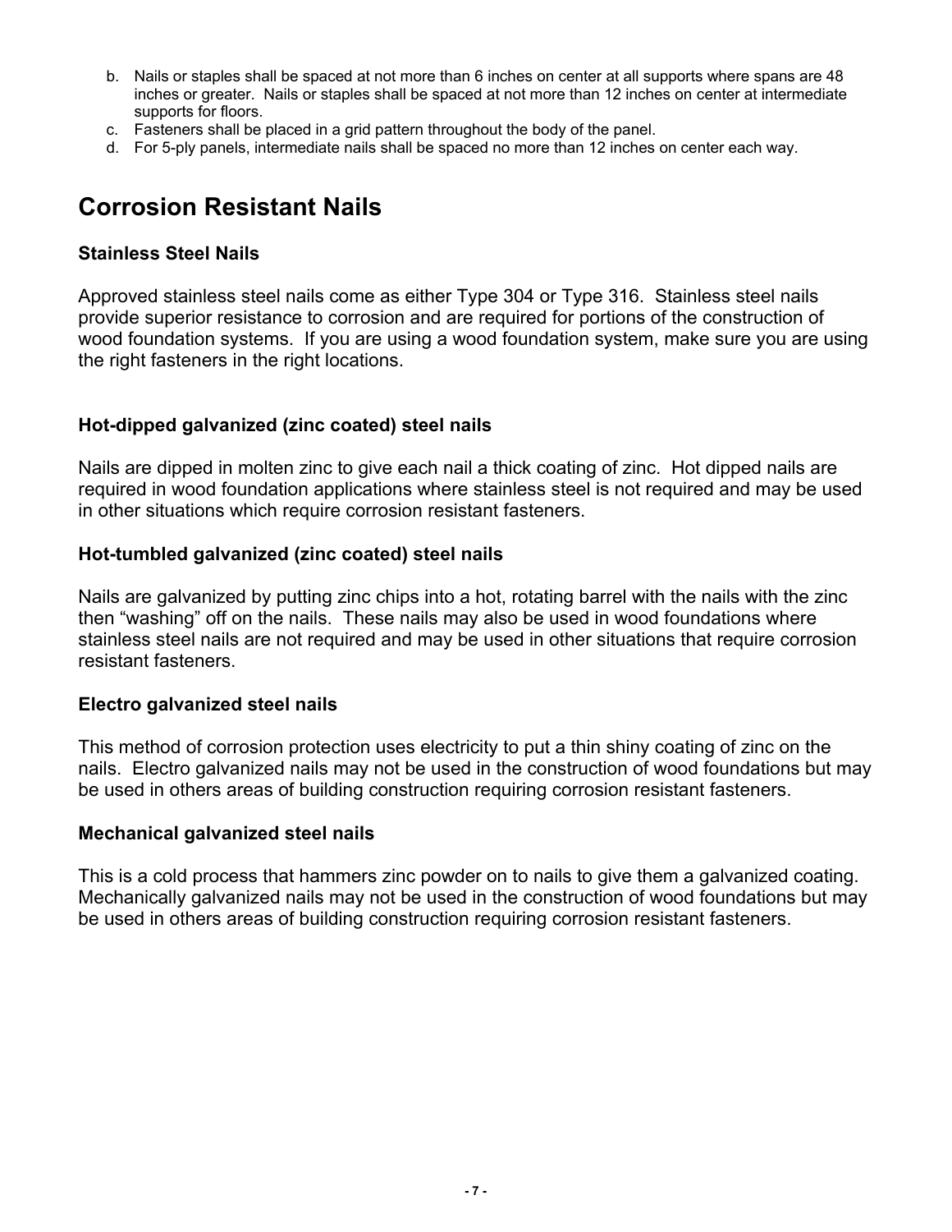b. Nails or staples shall be spaced at not more than 6 inches on center at all supports where spans are 48 inches or greater. Nails or staples shall be spaced at not more than 12 inches on center at intermediate supports for floors.
c. Fasteners shall be placed in a grid pattern throughout the body of the panel.
d. For 5-ply panels, intermediate nails shall be spaced no more than 12 inches on center each way.

# Corrosion Resistant Nails

### Stainless Steel Nails

Approved stainless steel nails come as either Type 304 or Type 316. Stainless steel nails provide superior resistance to corrosion and are required for portions of the construction of wood foundation systems. If you are using a wood foundation system, make sure you are using the right fasteners in the right locations.

### Hot-dipped galvanized (zinc coated) steel nails

Nails are dipped in molten zinc to give each nail a thick coating of zinc. Hot dipped nails are required in wood foundation applications where stainless steel is not required and may be used in other situations which require corrosion resistant fasteners.

### Hot-tumbled galvanized (zinc coated) steel nails

Nails are galvanized by putting zinc chips into a hot, rotating barrel with the nails with the zinc then “washing” off on the nails. These nails may also be used in wood foundations where stainless steel nails are not required and may be used in other situations that require corrosion resistant fasteners.

### Electro galvanized steel nails

This method of corrosion protection uses electricity to put a thin shiny coating of zinc on the nails. Electro galvanized nails may not be used in the construction of wood foundations but may be used in others areas of building construction requiring corrosion resistant fasteners.

### Mechanical galvanized steel nails

This is a cold process that hammers zinc powder on to nails to give them a galvanized coating. Mechanically galvanized nails may not be used in the construction of wood foundations but may be used in others areas of building construction requiring corrosion resistant fasteners.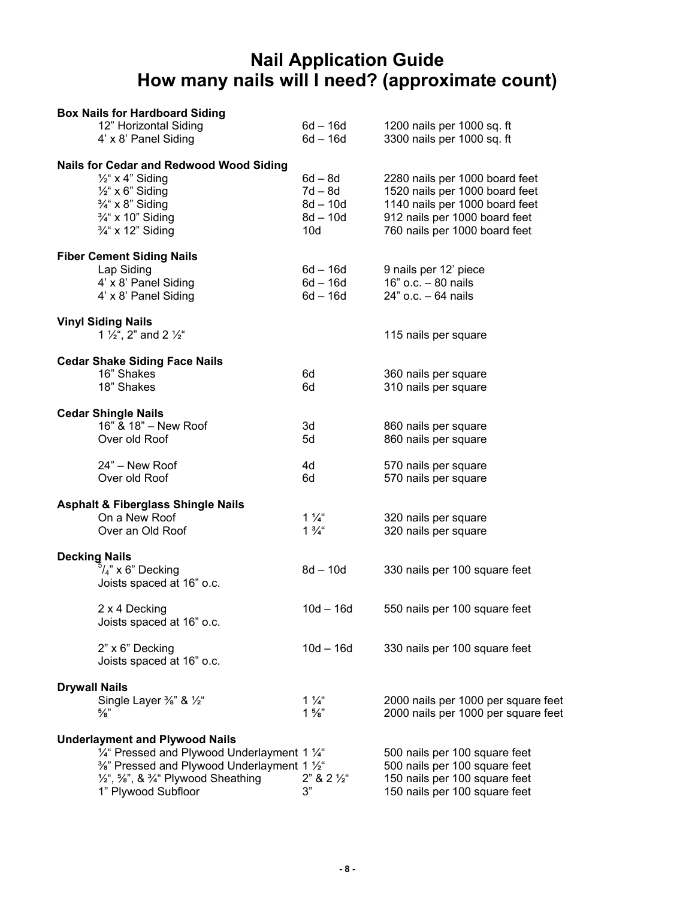# Nail Application Guide
## How many nails will I need? (approximate count)

| | | |
|---|---|---|
| **Box Nails for Hardboard Siding** | | |
| 12" Horizontal Siding | 6d – 16d | 1200 nails per 1000 sq. ft |
| 4' x 8' Panel Siding | 6d – 16d | 3300 nails per 1000 sq. ft |
| **Nails for Cedar and Redwood Wood Siding** | | |
| ½" x 4" Siding | 6d – 8d | 2280 nails per 1000 board feet |
| ½" x 6" Siding | 7d – 8d | 1520 nails per 1000 board feet |
| ¾" x 8" Siding | 8d – 10d | 1140 nails per 1000 board feet |
| ¾" x 10" Siding | 8d – 10d | 912 nails per 1000 board feet |
| ¾" x 12" Siding | 10d | 760 nails per 1000 board feet |
| **Fiber Cement Siding Nails** | | |
| Lap Siding | 6d – 16d | 9 nails per 12' piece |
| 4' x 8' Panel Siding | 6d – 16d | 16" o.c. – 80 nails |
| 4' x 8' Panel Siding | 6d – 16d | 24" o.c. – 64 nails |
| **Vinyl Siding Nails** | | |
| 1 ½", 2" and 2 ½" | | 115 nails per square |
| **Cedar Shake Siding Face Nails** | | |
| 16" Shakes | 6d | 360 nails per square |
| 18" Shakes | 6d | 310 nails per square |
| **Cedar Shingle Nails** | | |
| 16" & 18" – New Roof | 3d | 860 nails per square |
| Over old Roof | 5d | 860 nails per square |
| 24" – New Roof | 4d | 570 nails per square |
| Over old Roof | 6d | 570 nails per square |
| **Asphalt & Fiberglass Shingle Nails** | | |
| On a New Roof | 1 ¼" | 320 nails per square |
| Over an Old Roof | 1 ¾" | 320 nails per square |
| **Decking Nails** | | |
| $^5/_4$" x 6" Decking Joists spaced at 16" o.c. | 8d – 10d | 330 nails per 100 square feet |
| 2 x 4 Decking Joists spaced at 16" o.c. | 10d – 16d | 550 nails per 100 square feet |
| 2" x 6" Decking Joists spaced at 16" o.c. | 10d – 16d | 330 nails per 100 square feet |
| **Drywall Nails** | | |
| Single Layer ⅜" & ½" | 1 ¼" | 2000 nails per 1000 per square feet |
| ⅝" | 1 ⅝" | 2000 nails per 1000 per square feet |
| **Underlayment and Plywood Nails** | | |
| ¼" Pressed and Plywood Underlayment | 1 ¼" | 500 nails per 100 square feet |
| ⅜" Pressed and Plywood Underlayment | 1 ½" | 500 nails per 100 square feet |
| ½", ⅝", & ¾" Plywood Sheathing | 2" & 2 ½" | 150 nails per 100 square feet |
| 1" Plywood Subfloor | 3" | 150 nails per 100 square feet |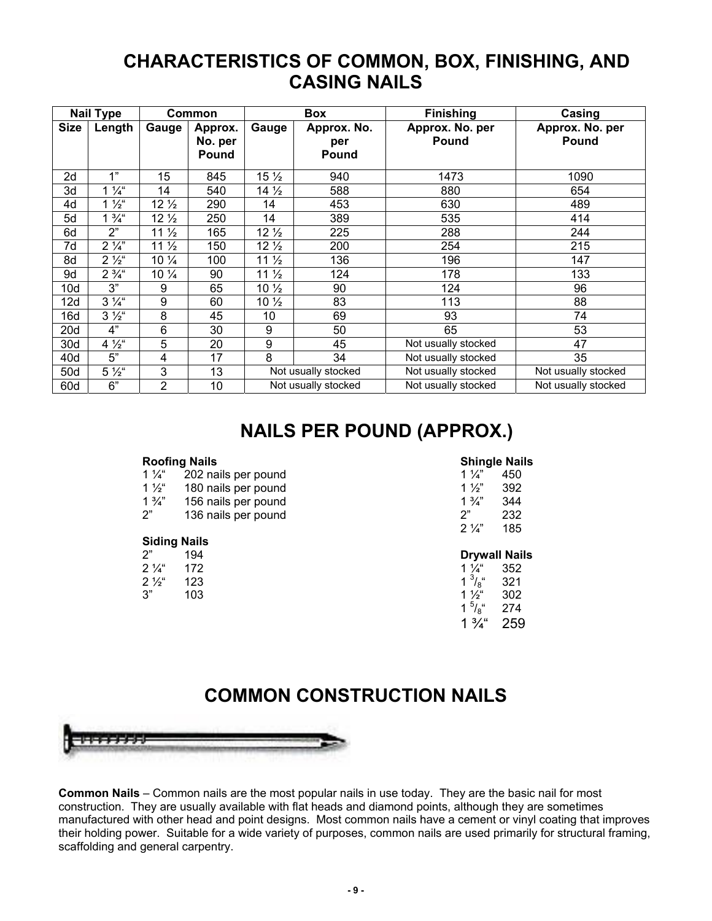# CHARACTERISTICS OF COMMON, BOX, FINISHING, AND CASING NAILS

| Nail Type | | Common | | Box | | Finishing | Casing |
|---|---|---|---|---|---|---|---|
| **Size** | **Length** | **Gauge** | **Approx. No. per Pound** | **Gauge** | **Approx. No. per Pound** | **Approx. No. per Pound** | **Approx. No. per Pound** |
| 2d | 1" | 15 | 845 | 15 ½ | 940 | 1473 | 1090 |
| 3d | 1 ¼" | 14 | 540 | 14 ½ | 588 | 880 | 654 |
| 4d | 1 ½" | 12 ½ | 290 | 14 | 453 | 630 | 489 |
| 5d | 1 ¾" | 12 ½ | 250 | 14 | 389 | 535 | 414 |
| 6d | 2" | 11 ½ | 165 | 12 ½ | 225 | 288 | 244 |
| 7d | 2 ¼" | 11 ½ | 150 | 12 ½ | 200 | 254 | 215 |
| 8d | 2 ½" | 10 ¼ | 100 | 11 ½ | 136 | 196 | 147 |
| 9d | 2 ¾" | 10 ¼ | 90 | 11 ½ | 124 | 178 | 133 |
| 10d | 3" | 9 | 65 | 10 ½ | 90 | 124 | 96 |
| 12d | 3 ¼" | 9 | 60 | 10 ½ | 83 | 113 | 88 |
| 16d | 3 ½" | 8 | 45 | 10 | 69 | 93 | 74 |
| 20d | 4" | 6 | 30 | 9 | 50 | 65 | 53 |
| 30d | 4 ½" | 5 | 20 | 9 | 45 | Not usually stocked | 47 |
| 40d | 5" | 4 | 17 | 8 | 34 | Not usually stocked | 35 |
| 50d | 5 ½" | 3 | 13 | Not usually stocked | | Not usually stocked | Not usually stocked |
| 60d | 6" | 2 | 10 | Not usually stocked | | Not usually stocked | Not usually stocked |

# NAILS PER POUND (APPROX.)

**Roofing Nails**
1 ¼" 202 nails per pound
1 ½" 180 nails per pound
1 ¾" 156 nails per pound
2" 136 nails per pound

**Siding Nails**
2" 194
2 ¼" 172
2 ½" 123
3" 103

**Shingle Nails**
1 ¼" 450
1 ½" 392
1 ¾" 344
2" 232
2 ¼" 185

**Drywall Nails**
1 ¼" 352
1 3/8" 321
1 ½" 302
1 5/8" 274
1 ¾" 259

# COMMON CONSTRUCTION NAILS

**Common Nails** – Common nails are the most popular nails in use today. They are the basic nail for most construction. They are usually available with flat heads and diamond points, although they are sometimes manufactured with other head and point designs. Most common nails have a cement or vinyl coating that improves their holding power. Suitable for a wide variety of purposes, common nails are used primarily for structural framing, scaffolding and general carpentry.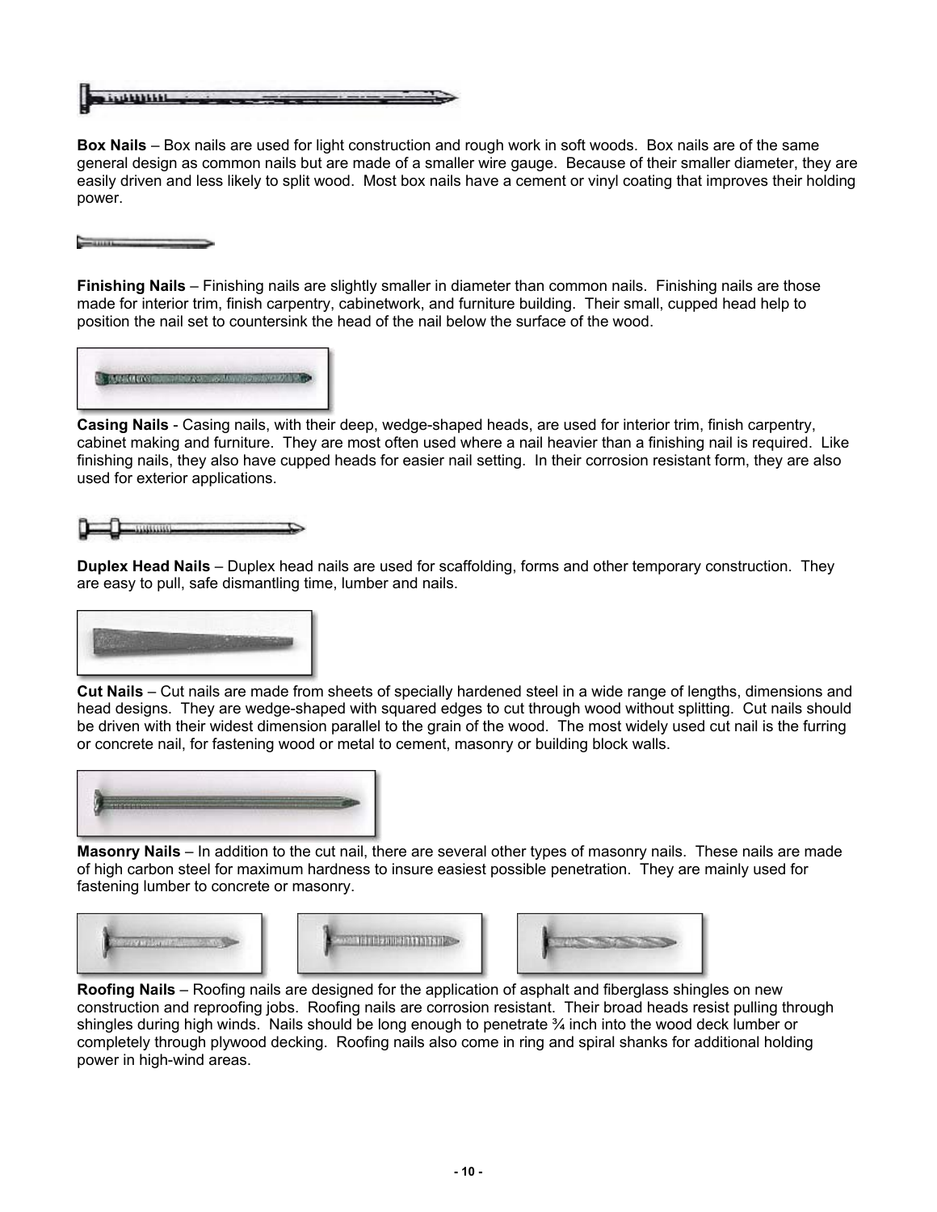**Box Nails** – Box nails are used for light construction and rough work in soft woods. Box nails are of the same general design as common nails but are made of a smaller wire gauge. Because of their smaller diameter, they are easily driven and less likely to split wood. Most box nails have a cement or vinyl coating that improves their holding power.

**Finishing Nails** – Finishing nails are slightly smaller in diameter than common nails. Finishing nails are those made for interior trim, finish carpentry, cabinetwork, and furniture building. Their small, cupped head help to position the nail set to countersink the head of the nail below the surface of the wood.

**Casing Nails** - Casing nails, with their deep, wedge-shaped heads, are used for interior trim, finish carpentry, cabinet making and furniture. They are most often used where a nail heavier than a finishing nail is required. Like finishing nails, they also have cupped heads for easier nail setting. In their corrosion resistant form, they are also used for exterior applications.

**Duplex Head Nails** – Duplex head nails are used for scaffolding, forms and other temporary construction. They are easy to pull, safe dismantling time, lumber and nails.

**Cut Nails** – Cut nails are made from sheets of specially hardened steel in a wide range of lengths, dimensions and head designs. They are wedge-shaped with squared edges to cut through wood without splitting. Cut nails should be driven with their widest dimension parallel to the grain of the wood. The most widely used cut nail is the furring or concrete nail, for fastening wood or metal to cement, masonry or building block walls.

**Masonry Nails** – In addition to the cut nail, there are several other types of masonry nails. These nails are made of high carbon steel for maximum hardness to insure easiest possible penetration. They are mainly used for fastening lumber to concrete or masonry.

**Roofing Nails** – Roofing nails are designed for the application of asphalt and fiberglass shingles on new construction and reproofing jobs. Roofing nails are corrosion resistant. Their broad heads resist pulling through shingles during high winds. Nails should be long enough to penetrate ¾ inch into the wood deck lumber or completely through plywood decking. Roofing nails also come in ring and spiral shanks for additional holding power in high-wind areas.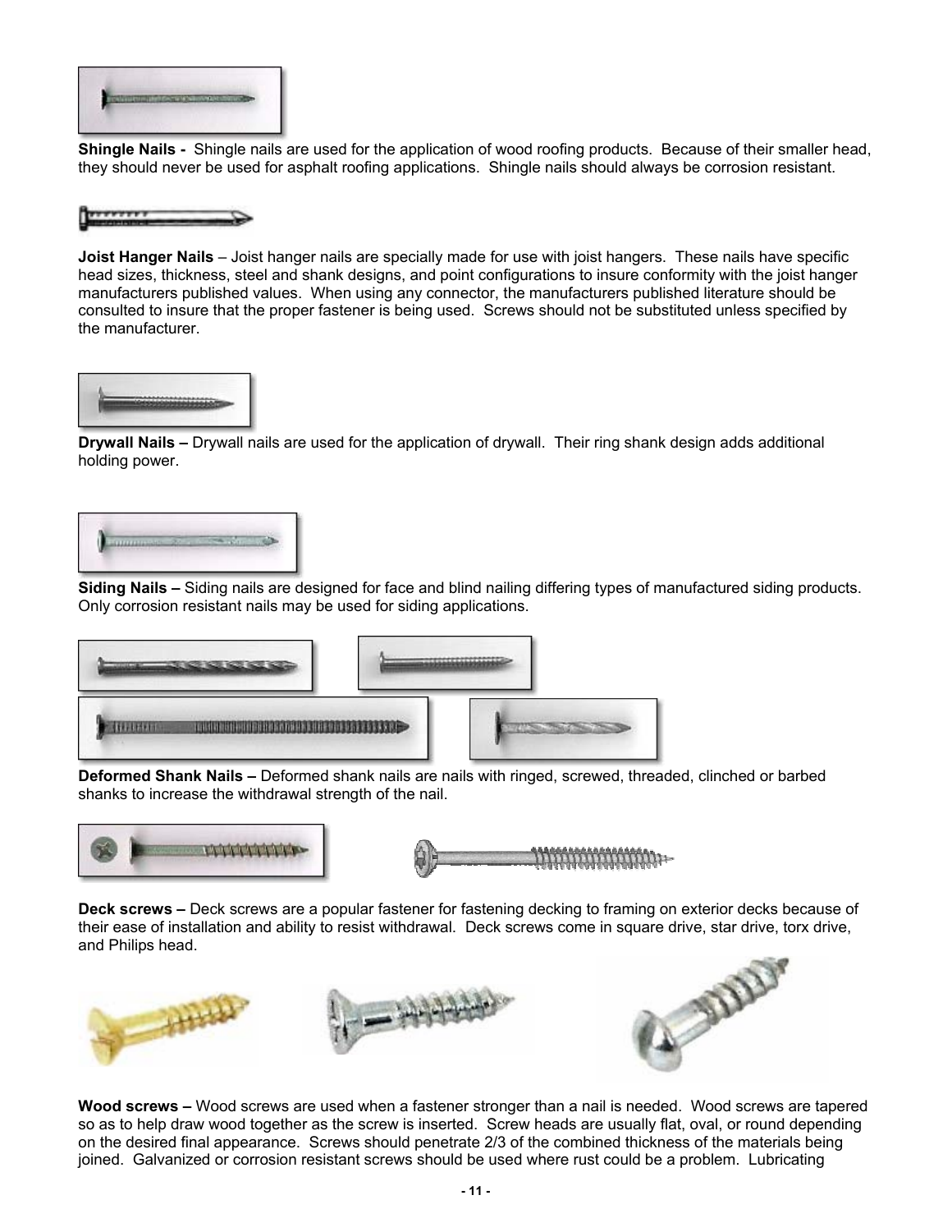**Shingle Nails -** Shingle nails are used for the application of wood roofing products. Because of their smaller head, they should never be used for asphalt roofing applications. Shingle nails should always be corrosion resistant.

**Joist Hanger Nails** – Joist hanger nails are specially made for use with joist hangers. These nails have specific head sizes, thickness, steel and shank designs, and point configurations to insure conformity with the joist hanger manufacturers published values. When using any connector, the manufacturers published literature should be consulted to insure that the proper fastener is being used. Screws should not be substituted unless specified by the manufacturer.

**Drywall Nails –** Drywall nails are used for the application of drywall. Their ring shank design adds additional holding power.

**Siding Nails –** Siding nails are designed for face and blind nailing differing types of manufactured siding products. Only corrosion resistant nails may be used for siding applications.

**Deformed Shank Nails –** Deformed shank nails are nails with ringed, screwed, threaded, clinched or barbed shanks to increase the withdrawal strength of the nail.

**Deck screws –** Deck screws are a popular fastener for fastening decking to framing on exterior decks because of their ease of installation and ability to resist withdrawal. Deck screws come in square drive, star drive, torx drive, and Philips head.

**Wood screws –** Wood screws are used when a fastener stronger than a nail is needed. Wood screws are tapered so as to help draw wood together as the screw is inserted. Screw heads are usually flat, oval, or round depending on the desired final appearance. Screws should penetrate 2/3 of the combined thickness of the materials being joined. Galvanized or corrosion resistant screws should be used where rust could be a problem. Lubricating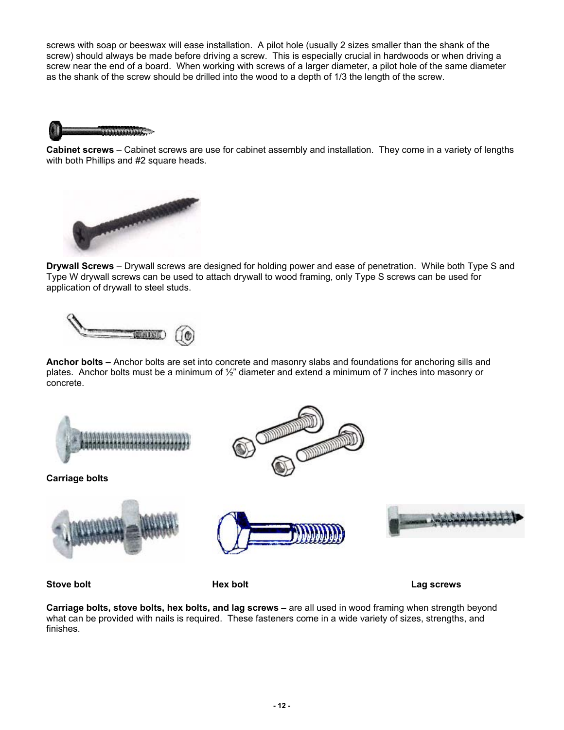screws with soap or beeswax will ease installation. A pilot hole (usually 2 sizes smaller than the shank of the screw) should always be made before driving a screw. This is especially crucial in hardwoods or when driving a screw near the end of a board. When working with screws of a larger diameter, a pilot hole of the same diameter as the shank of the screw should be drilled into the wood to a depth of 1/3 the length of the screw.

**Cabinet screws** – Cabinet screws are use for cabinet assembly and installation. They come in a variety of lengths with both Phillips and #2 square heads.

**Drywall Screws** – Drywall screws are designed for holding power and ease of penetration. While both Type S and Type W drywall screws can be used to attach drywall to wood framing, only Type S screws can be used for application of drywall to steel studs.

**Anchor bolts –** Anchor bolts are set into concrete and masonry slabs and foundations for anchoring sills and plates. Anchor bolts must be a minimum of ½" diameter and extend a minimum of 7 inches into masonry or concrete.

**Carriage bolts**

**Stove bolt** **Hex bolt** **Lag screws**

**Carriage bolts, stove bolts, hex bolts, and lag screws –** are all used in wood framing when strength beyond what can be provided with nails is required. These fasteners come in a wide variety of sizes, strengths, and finishes.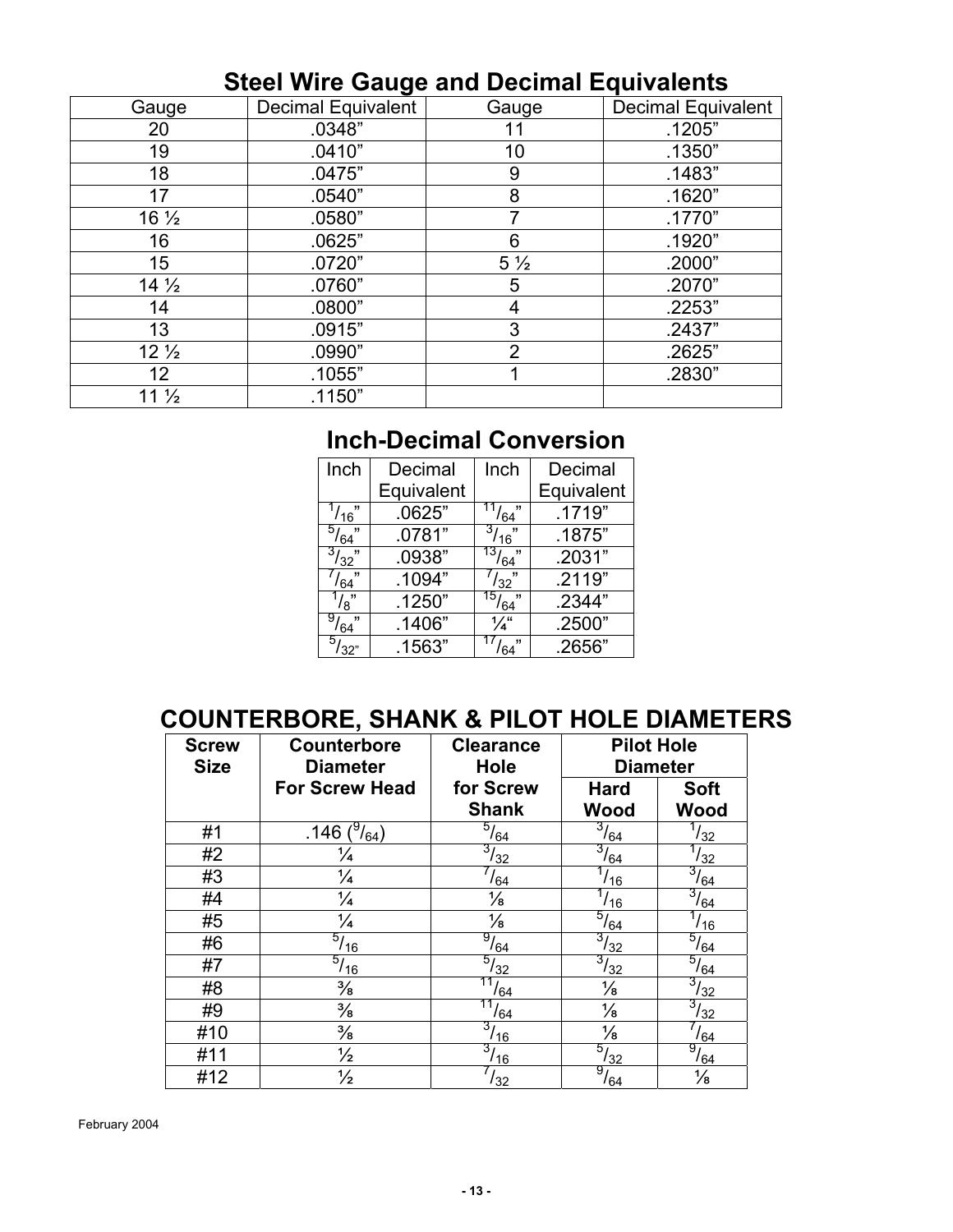## Steel Wire Gauge and Decimal Equivalents

| Gauge | Decimal Equivalent | Gauge | Decimal Equivalent |
|---|---|---|---|
| 20 | .0348" | 11 | .1205" |
| 19 | .0410" | 10 | .1350" |
| 18 | .0475" | 9 | .1483" |
| 17 | .0540" | 8 | .1620" |
| 16 ½ | .0580" | 7 | .1770" |
| 16 | .0625" | 6 | .1920" |
| 15 | .0720" | 5 ½ | .2000" |
| 14 ½ | .0760" | 5 | .2070" |
| 14 | .0800" | 4 | .2253" |
| 13 | .0915" | 3 | .2437" |
| 12 ½ | .0990" | 2 | .2625" |
| 12 | .1055" | 1 | .2830" |
| 11 ½ | .1150" | | |

## Inch-Decimal Conversion

| Inch | Decimal Equivalent | Inch | Decimal Equivalent |
|---|---|---|---|
| 1/16" | .0625" | 11/64" | .1719" |
| 5/64" | .0781" | 3/16" | .1875" |
| 3/32" | .0938" | 13/64" | .2031" |
| 7/64" | .1094" | 7/32" | .2119" |
| 1/8" | .1250" | 15/64" | .2344" |
| 9/64" | .1406" | ¼" | .2500" |
| 5/32" | .1563" | 17/64" | .2656" |

## COUNTERBORE, SHANK & PILOT HOLE DIAMETERS

| Screw Size | Counterbore Diameter For Screw Head | Clearance Hole for Screw Shank | Pilot Hole Diameter | |
|---|---|---|---|---|
| | | | Hard Wood | Soft Wood |
| #1 | .146 (9/64) | 5/64 | 3/64 | 1/32 |
| #2 | ¼ | 3/32 | 3/64 | 1/32 |
| #3 | ¼ | 7/64 | 1/16 | 3/64 |
| #4 | ¼ | ⅛ | 1/16 | 3/64 |
| #5 | ¼ | ⅛ | 5/64 | 1/16 |
| #6 | 5/16 | 9/64 | 3/32 | 5/64 |
| #7 | 5/16 | 5/32 | 3/32 | 5/64 |
| #8 | ⅜ | 11/64 | ⅛ | 3/32 |
| #9 | ⅜ | 11/64 | ⅛ | 3/32 |
| #10 | ⅜ | 3/16 | ⅛ | 7/64 |
| #11 | ½ | 3/16 | 5/32 | 9/64 |
| #12 | ½ | 7/32 | 9/64 | ⅛ |

February 2004